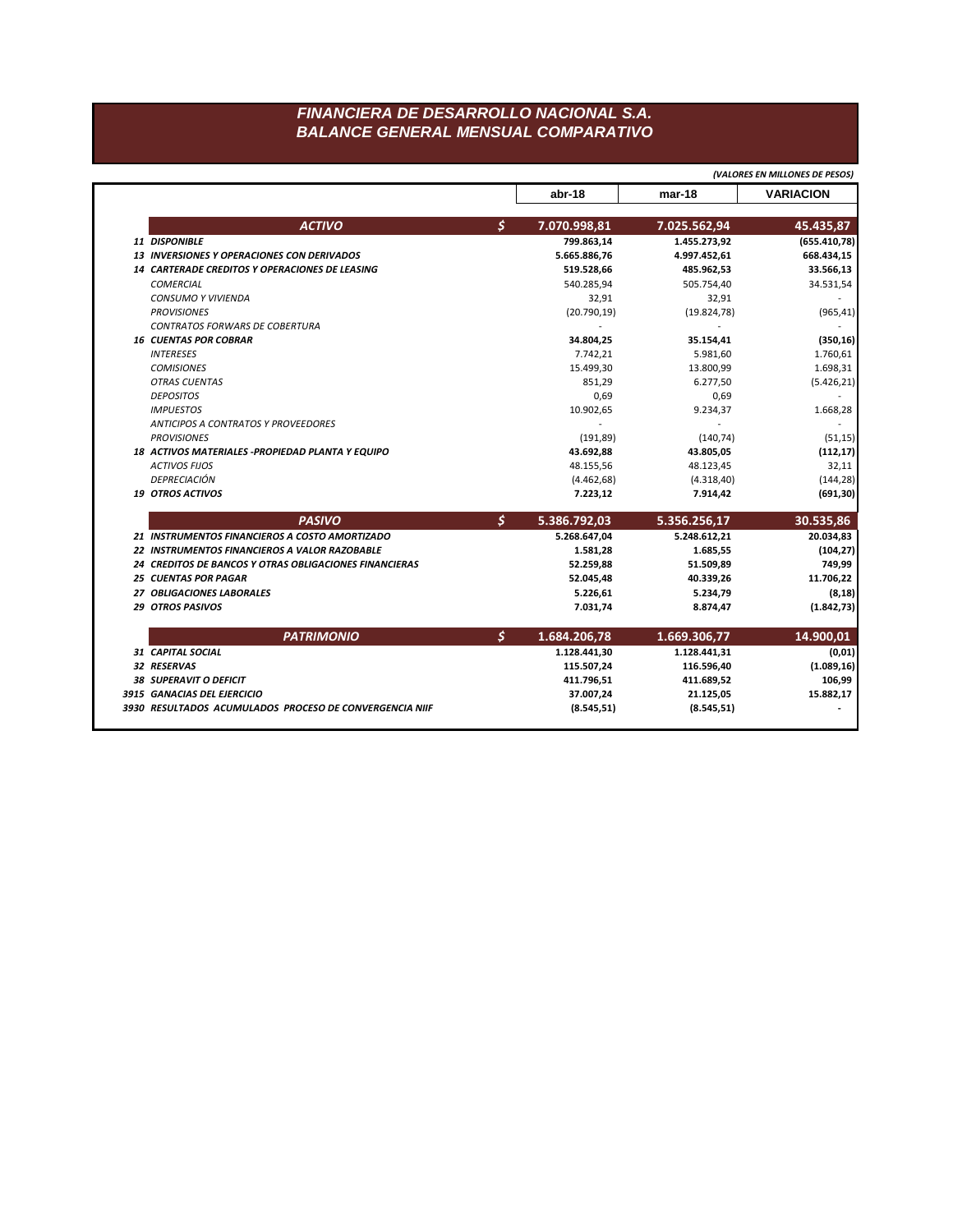# FINANCIERA DE DESARROLLO NACIONAL S.A.
## BALANCE GENERAL MENSUAL COMPARATIVO

*(VALORES EN MILLONES DE PESOS)*

| | | abr-18 | mar-18 | VARIACION |
|---|---|---|---|---|
| **ACTIVO** | **$** | **7.070.998,81** | **7.025.562,94** | **45.435,87** |
| **11 DISPONIBLE** | | **799.863,14** | **1.455.273,92** | **(655.410,78)** |
| **13 INVERSIONES Y OPERACIONES CON DERIVADOS** | | **5.665.886,76** | **4.997.452,61** | **668.434,15** |
| **14 CARTERADE CREDITOS Y OPERACIONES DE LEASING** | | **519.528,66** | **485.962,53** | **33.566,13** |
| *COMERCIAL* | | 540.285,94 | 505.754,40 | 34.531,54 |
| *CONSUMO Y VIVIENDA* | | 32,91 | 32,91 | - |
| *PROVISIONES* | | (20.790,19) | (19.824,78) | (965,41) |
| *CONTRATOS FORWARS DE COBERTURA* | | - | - | - |
| **16 CUENTAS POR COBRAR** | | **34.804,25** | **35.154,41** | **(350,16)** |
| *INTERESES* | | 7.742,21 | 5.981,60 | 1.760,61 |
| *COMISIONES* | | 15.499,30 | 13.800,99 | 1.698,31 |
| *OTRAS CUENTAS* | | 851,29 | 6.277,50 | (5.426,21) |
| *DEPOSITOS* | | 0,69 | 0,69 | - |
| *IMPUESTOS* | | 10.902,65 | 9.234,37 | 1.668,28 |
| *ANTICIPOS A CONTRATOS Y PROVEEDORES* | | - | - | - |
| *PROVISIONES* | | (191,89) | (140,74) | (51,15) |
| **18 ACTIVOS MATERIALES -PROPIEDAD PLANTA Y EQUIPO** | | **43.692,88** | **43.805,05** | **(112,17)** |
| *ACTIVOS FIJOS* | | 48.155,56 | 48.123,45 | 32,11 |
| *DEPRECIACIÓN* | | (4.462,68) | (4.318,40) | (144,28) |
| **19 OTROS ACTIVOS** | | **7.223,12** | **7.914,42** | **(691,30)** |
| **PASIVO** | **$** | **5.386.792,03** | **5.356.256,17** | **30.535,86** |
| **21 INSTRUMENTOS FINANCIEROS A COSTO AMORTIZADO** | | **5.268.647,04** | **5.248.612,21** | **20.034,83** |
| **22 INSTRUMENTOS FINANCIEROS A VALOR RAZOBABLE** | | **1.581,28** | **1.685,55** | **(104,27)** |
| **24 CREDITOS DE BANCOS Y OTRAS OBLIGACIONES FINANCIERAS** | | **52.259,88** | **51.509,89** | **749,99** |
| **25 CUENTAS POR PAGAR** | | **52.045,48** | **40.339,26** | **11.706,22** |
| **27 OBLIGACIONES LABORALES** | | **5.226,61** | **5.234,79** | **(8,18)** |
| **29 OTROS PASIVOS** | | **7.031,74** | **8.874,47** | **(1.842,73)** |
| **PATRIMONIO** | **$** | **1.684.206,78** | **1.669.306,77** | **14.900,01** |
| **31 CAPITAL SOCIAL** | | **1.128.441,30** | **1.128.441,31** | **(0,01)** |
| **32 RESERVAS** | | **115.507,24** | **116.596,40** | **(1.089,16)** |
| **38 SUPERAVIT O DEFICIT** | | **411.796,51** | **411.689,52** | **106,99** |
| **3915 GANACIAS DEL EJERCICIO** | | **37.007,24** | **21.125,05** | **15.882,17** |
| **3930 RESULTADOS ACUMULADOS PROCESO DE CONVERGENCIA NIIF** | | **(8.545,51)** | **(8.545,51)** | **-** |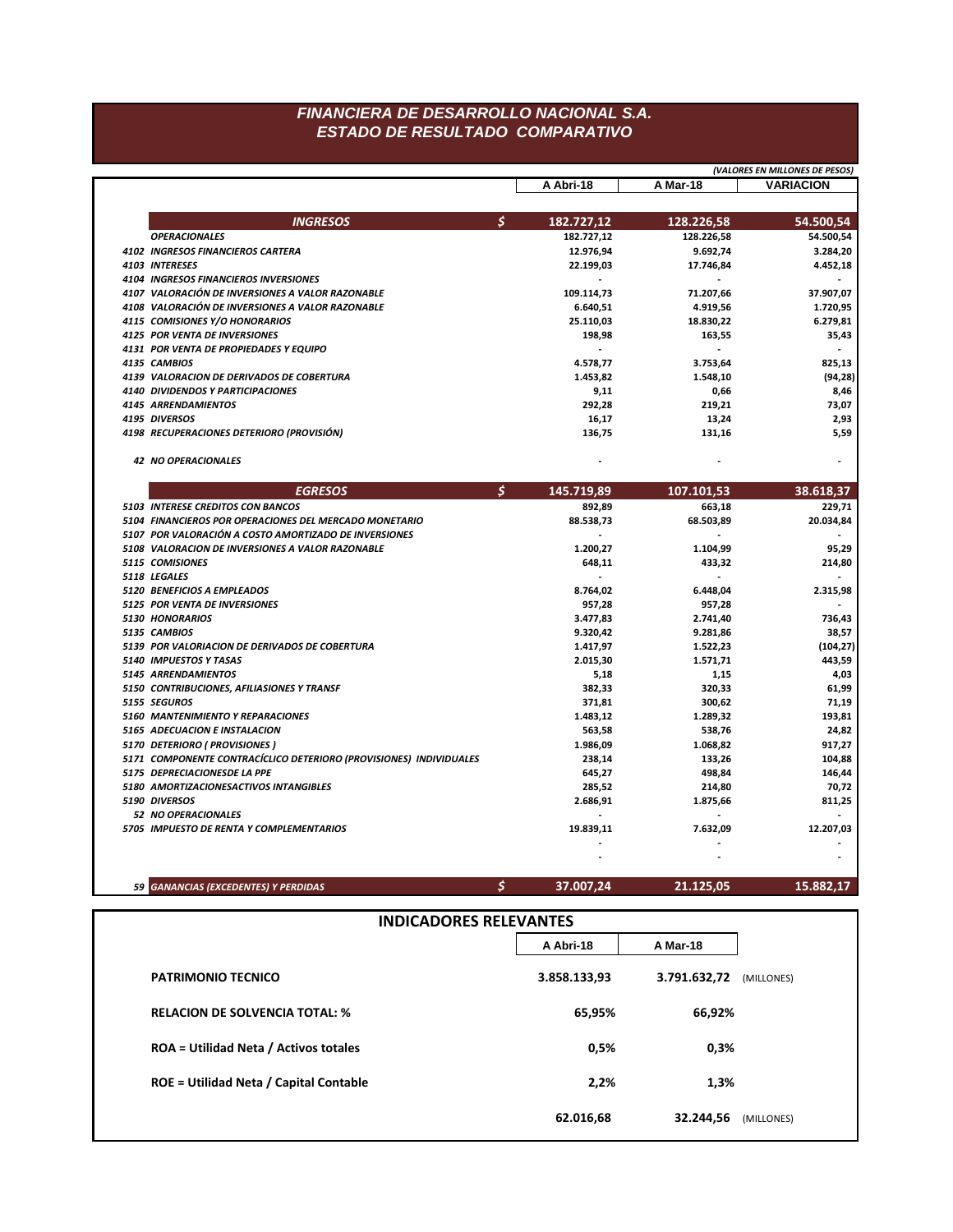# FINANCIERA DE DESARROLLO NACIONAL S.A.
## ESTADO DE RESULTADO COMPARATIVO

*(VALORES EN MILLONES DE PESOS)*

| | | A Abri-18 | A Mar-18 | VARIACION |
|---|---|---|---|---|
| **INGRESOS** | $ | **182.727,12** | **128.226,58** | **54.500,54** |
| OPERACIONALES | | 182.727,12 | 128.226,58 | 54.500,54 |
| 4102 INGRESOS FINANCIEROS CARTERA | | 12.976,94 | 9.692,74 | 3.284,20 |
| 4103 INTERESES | | 22.199,03 | 17.746,84 | 4.452,18 |
| 4104 INGRESOS FINANCIEROS INVERSIONES | | - | - | - |
| 4107 VALORACIÓN DE INVERSIONES A VALOR RAZONABLE | | 109.114,73 | 71.207,66 | 37.907,07 |
| 4108 VALORACIÓN DE INVERSIONES A VALOR RAZONABLE | | 6.640,51 | 4.919,56 | 1.720,95 |
| 4115 COMISIONES Y/O HONORARIOS | | 25.110,03 | 18.830,22 | 6.279,81 |
| 4125 POR VENTA DE INVERSIONES | | 198,98 | 163,55 | 35,43 |
| 4131 POR VENTA DE PROPIEDADES Y EQUIPO | | - | - | - |
| 4135 CAMBIOS | | 4.578,77 | 3.753,64 | 825,13 |
| 4139 VALORACION DE DERIVADOS DE COBERTURA | | 1.453,82 | 1.548,10 | (94,28) |
| 4140 DIVIDENDOS Y PARTICIPACIONES | | 9,11 | 0,66 | 8,46 |
| 4145 ARRENDAMIENTOS | | 292,28 | 219,21 | 73,07 |
| 4195 DIVERSOS | | 16,17 | 13,24 | 2,93 |
| 4198 RECUPERACIONES DETERIORO (PROVISIÓN) | | 136,75 | 131,16 | 5,59 |
| 42 NO OPERACIONALES | | - | - | - |
| **EGRESOS** | $ | **145.719,89** | **107.101,53** | **38.618,37** |
| 5103 INTERESE CREDITOS CON BANCOS | | 892,89 | 663,18 | 229,71 |
| 5104 FINANCIEROS POR OPERACIONES DEL MERCADO MONETARIO | | 88.538,73 | 68.503,89 | 20.034,84 |
| 5107 POR VALORACIÓN A COSTO AMORTIZADO DE INVERSIONES | | - | - | - |
| 5108 VALORACION DE INVERSIONES A VALOR RAZONABLE | | 1.200,27 | 1.104,99 | 95,29 |
| 5115 COMISIONES | | 648,11 | 433,32 | 214,80 |
| 5118 LEGALES | | - | - | - |
| 5120 BENEFICIOS A EMPLEADOS | | 8.764,02 | 6.448,04 | 2.315,98 |
| 5125 POR VENTA DE INVERSIONES | | 957,28 | 957,28 | - |
| 5130 HONORARIOS | | 3.477,83 | 2.741,40 | 736,43 |
| 5135 CAMBIOS | | 9.320,42 | 9.281,86 | 38,57 |
| 5139 POR VALORIACION DE DERIVADOS DE COBERTURA | | 1.417,97 | 1.522,23 | (104,27) |
| 5140 IMPUESTOS Y TASAS | | 2.015,30 | 1.571,71 | 443,59 |
| 5145 ARRENDAMIENTOS | | 5,18 | 1,15 | 4,03 |
| 5150 CONTRIBUCIONES, AFILIASIONES Y TRANSF | | 382,33 | 320,33 | 61,99 |
| 5155 SEGUROS | | 371,81 | 300,62 | 71,19 |
| 5160 MANTENIMIENTO Y REPARACIONES | | 1.483,12 | 1.289,32 | 193,81 |
| 5165 ADECUACION E INSTALACION | | 563,58 | 538,76 | 24,82 |
| 5170 DETERIORO ( PROVISIONES ) | | 1.986,09 | 1.068,82 | 917,27 |
| 5171 COMPONENTE CONTRACÍCLICO DETERIORO (PROVISIONES) INDIVIDUALES | | 238,14 | 133,26 | 104,88 |
| 5175 DEPRECIACIONESDE LA PPE | | 645,27 | 498,84 | 146,44 |
| 5180 AMORTIZACIONESACTIVOS INTANGIBLES | | 285,52 | 214,80 | 70,72 |
| 5190 DIVERSOS | | 2.686,91 | 1.875,66 | 811,25 |
| 52 NO OPERACIONALES | | - | - | - |
| 5705 IMPUESTO DE RENTA Y COMPLEMENTARIOS | | 19.839,11 | 7.632,09 | 12.207,03 |
| | | - | - | - |
| | | - | - | - |
| **59 GANANCIAS (EXCEDENTES) Y PERDIDAS** | $ | **37.007,24** | **21.125,05** | **15.882,17** |

## INDICADORES RELEVANTES

| | A Abri-18 | A Mar-18 | |
|---|---|---|---|
| **PATRIMONIO TECNICO** | **3.858.133,93** | **3.791.632,72** | (MILLONES) |
| **RELACION DE SOLVENCIA TOTAL: %** | **65,95%** | **66,92%** | |
| **ROA = Utilidad Neta / Activos totales** | **0,5%** | **0,3%** | |
| **ROE = Utilidad Neta / Capital Contable** | **2,2%** | **1,3%** | |
| | **62.016,68** | **32.244,56** | (MILLONES) |